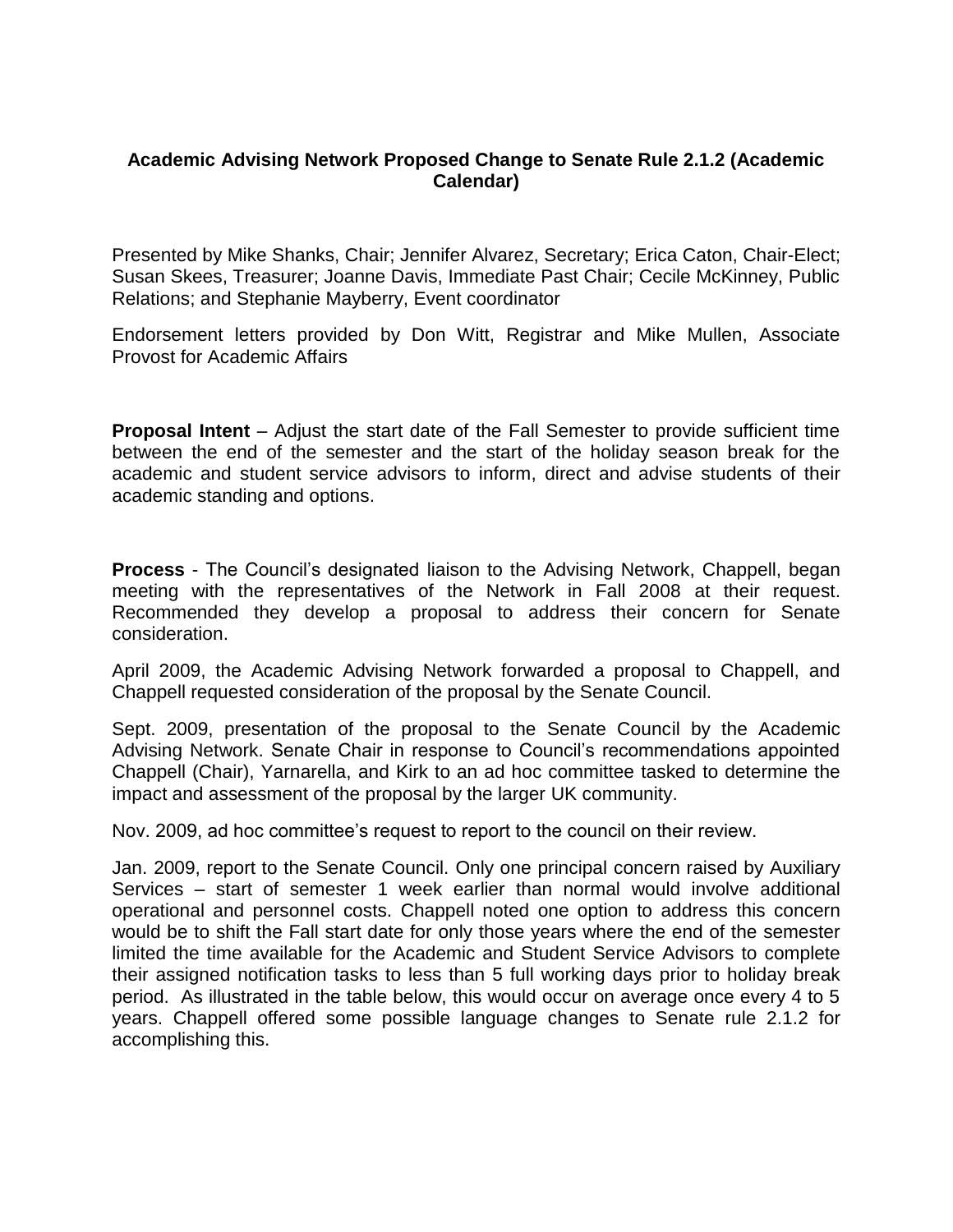**Academic Advising Network Proposed Change to Senate Rule 2.1.2 (Academic Calendar)**

Presented by Mike Shanks, Chair; Jennifer Alvarez, Secretary; Erica Caton, Chair-Elect; Susan Skees, Treasurer; Joanne Davis, Immediate Past Chair; Cecile McKinney, Public Relations; and Stephanie Mayberry, Event coordinator

Endorsement letters provided by Don Witt, Registrar and Mike Mullen, Associate Provost for Academic Affairs

**Proposal Intent** – Adjust the start date of the Fall Semester to provide sufficient time between the end of the semester and the start of the holiday season break for the academic and student service advisors to inform, direct and advise students of their academic standing and options.

**Process** - The Council's designated liaison to the Advising Network, Chappell, began meeting with the representatives of the Network in Fall 2008 at their request. Recommended they develop a proposal to address their concern for Senate consideration.

April 2009, the Academic Advising Network forwarded a proposal to Chappell, and Chappell requested consideration of the proposal by the Senate Council.

Sept. 2009, presentation of the proposal to the Senate Council by the Academic Advising Network. Senate Chair in response to Council's recommendations appointed Chappell (Chair), Yarnarella, and Kirk to an ad hoc committee tasked to determine the impact and assessment of the proposal by the larger UK community.

Nov. 2009, ad hoc committee's request to report to the council on their review.

Jan. 2009, report to the Senate Council. Only one principal concern raised by Auxiliary Services – start of semester 1 week earlier than normal would involve additional operational and personnel costs. Chappell noted one option to address this concern would be to shift the Fall start date for only those years where the end of the semester limited the time available for the Academic and Student Service Advisors to complete their assigned notification tasks to less than 5 full working days prior to holiday break period. As illustrated in the table below, this would occur on average once every 4 to 5 years. Chappell offered some possible language changes to Senate rule 2.1.2 for accomplishing this.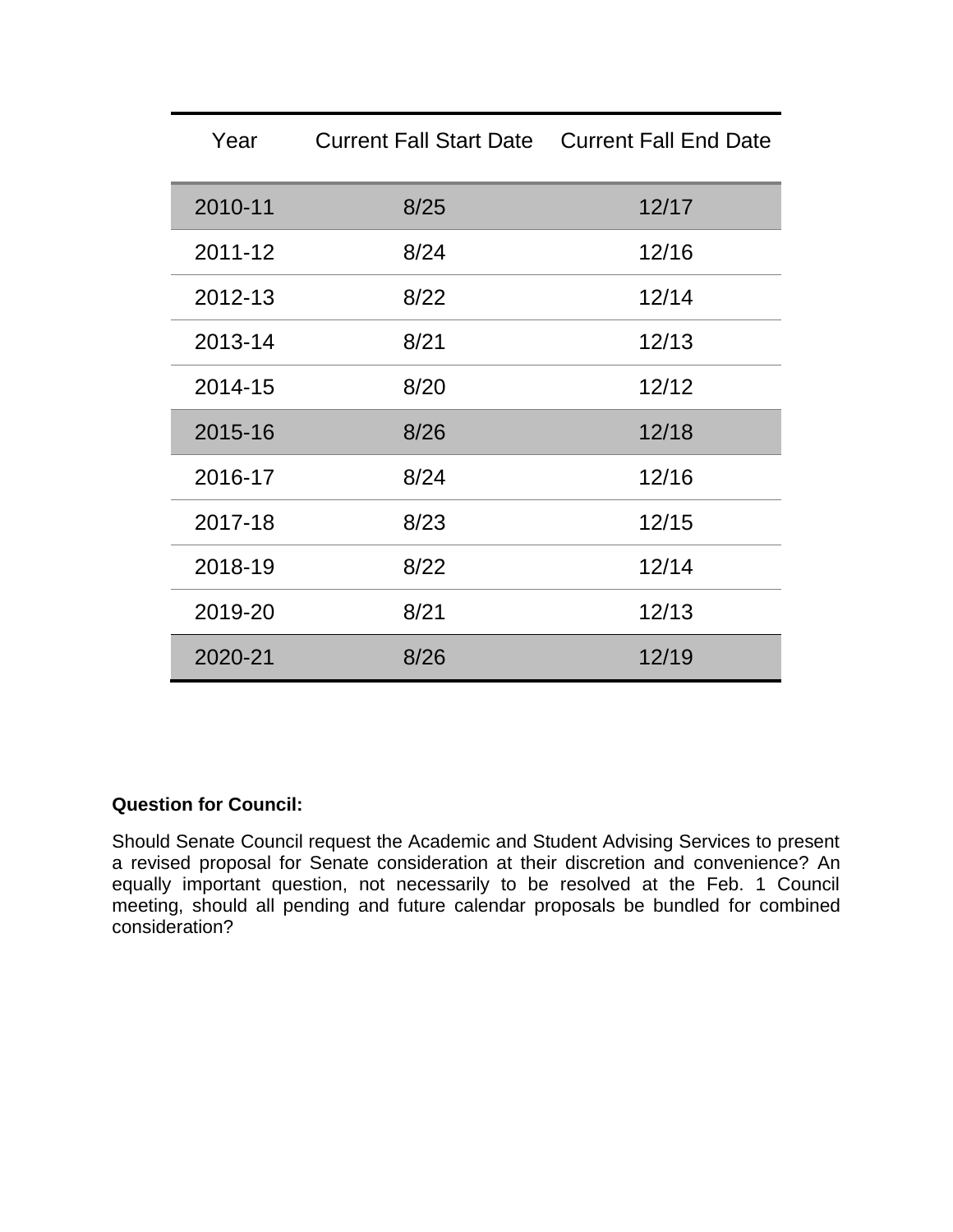| Year | Current Fall Start Date | Current Fall End Date |
|---|---|---|
| 2010-11 | 8/25 | 12/17 |
| 2011-12 | 8/24 | 12/16 |
| 2012-13 | 8/22 | 12/14 |
| 2013-14 | 8/21 | 12/13 |
| 2014-15 | 8/20 | 12/12 |
| 2015-16 | 8/26 | 12/18 |
| 2016-17 | 8/24 | 12/16 |
| 2017-18 | 8/23 | 12/15 |
| 2018-19 | 8/22 | 12/14 |
| 2019-20 | 8/21 | 12/13 |
| 2020-21 | 8/26 | 12/19 |

**Question for Council:**

Should Senate Council request the Academic and Student Advising Services to present a revised proposal for Senate consideration at their discretion and convenience? An equally important question, not necessarily to be resolved at the Feb. 1 Council meeting, should all pending and future calendar proposals be bundled for combined consideration?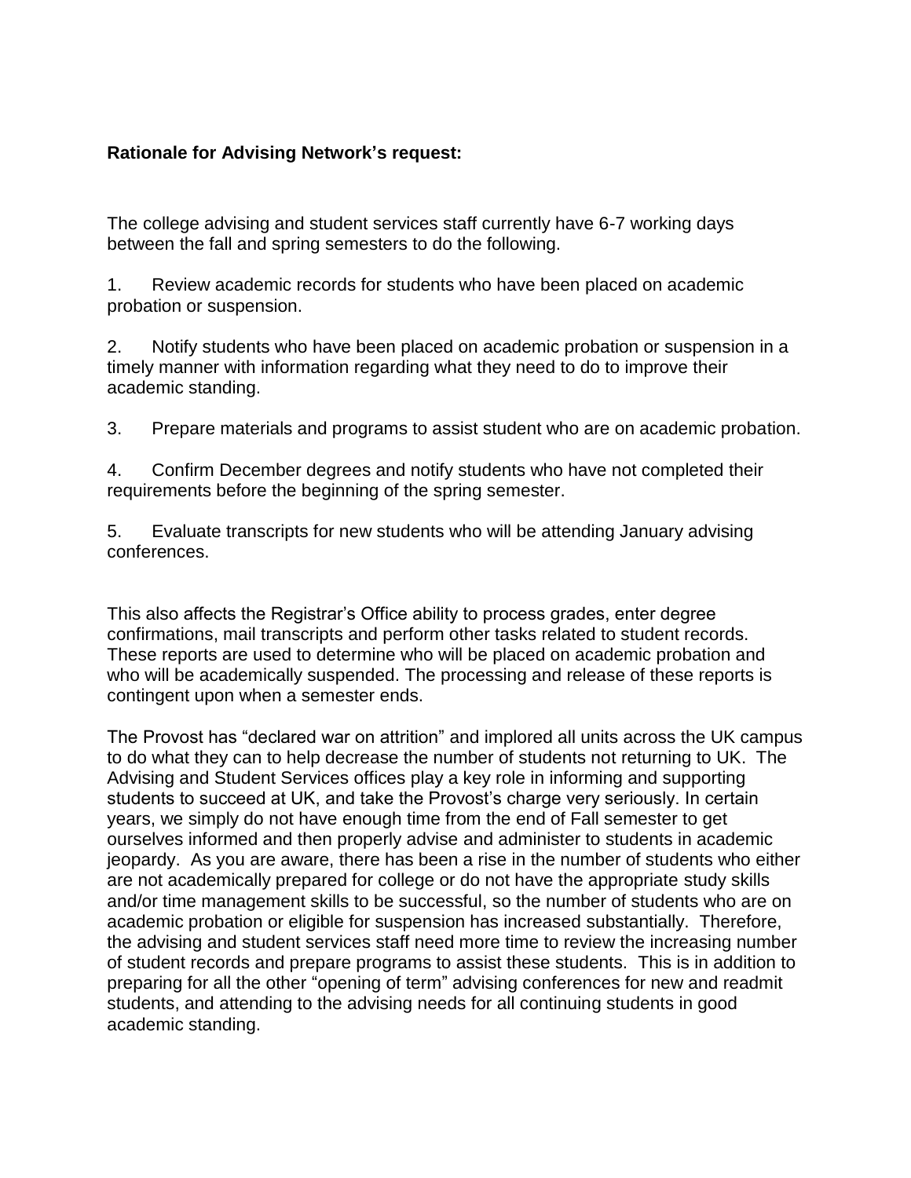**Rationale for Advising Network's request:**

The college advising and student services staff currently have 6-7 working days between the fall and spring semesters to do the following.

1. Review academic records for students who have been placed on academic probation or suspension.

2. Notify students who have been placed on academic probation or suspension in a timely manner with information regarding what they need to do to improve their academic standing.

3. Prepare materials and programs to assist student who are on academic probation.

4. Confirm December degrees and notify students who have not completed their requirements before the beginning of the spring semester.

5. Evaluate transcripts for new students who will be attending January advising conferences.

This also affects the Registrar's Office ability to process grades, enter degree confirmations, mail transcripts and perform other tasks related to student records. These reports are used to determine who will be placed on academic probation and who will be academically suspended. The processing and release of these reports is contingent upon when a semester ends.

The Provost has "declared war on attrition" and implored all units across the UK campus to do what they can to help decrease the number of students not returning to UK. The Advising and Student Services offices play a key role in informing and supporting students to succeed at UK, and take the Provost's charge very seriously. In certain years, we simply do not have enough time from the end of Fall semester to get ourselves informed and then properly advise and administer to students in academic jeopardy. As you are aware, there has been a rise in the number of students who either are not academically prepared for college or do not have the appropriate study skills and/or time management skills to be successful, so the number of students who are on academic probation or eligible for suspension has increased substantially. Therefore, the advising and student services staff need more time to review the increasing number of student records and prepare programs to assist these students. This is in addition to preparing for all the other "opening of term" advising conferences for new and readmit students, and attending to the advising needs for all continuing students in good academic standing.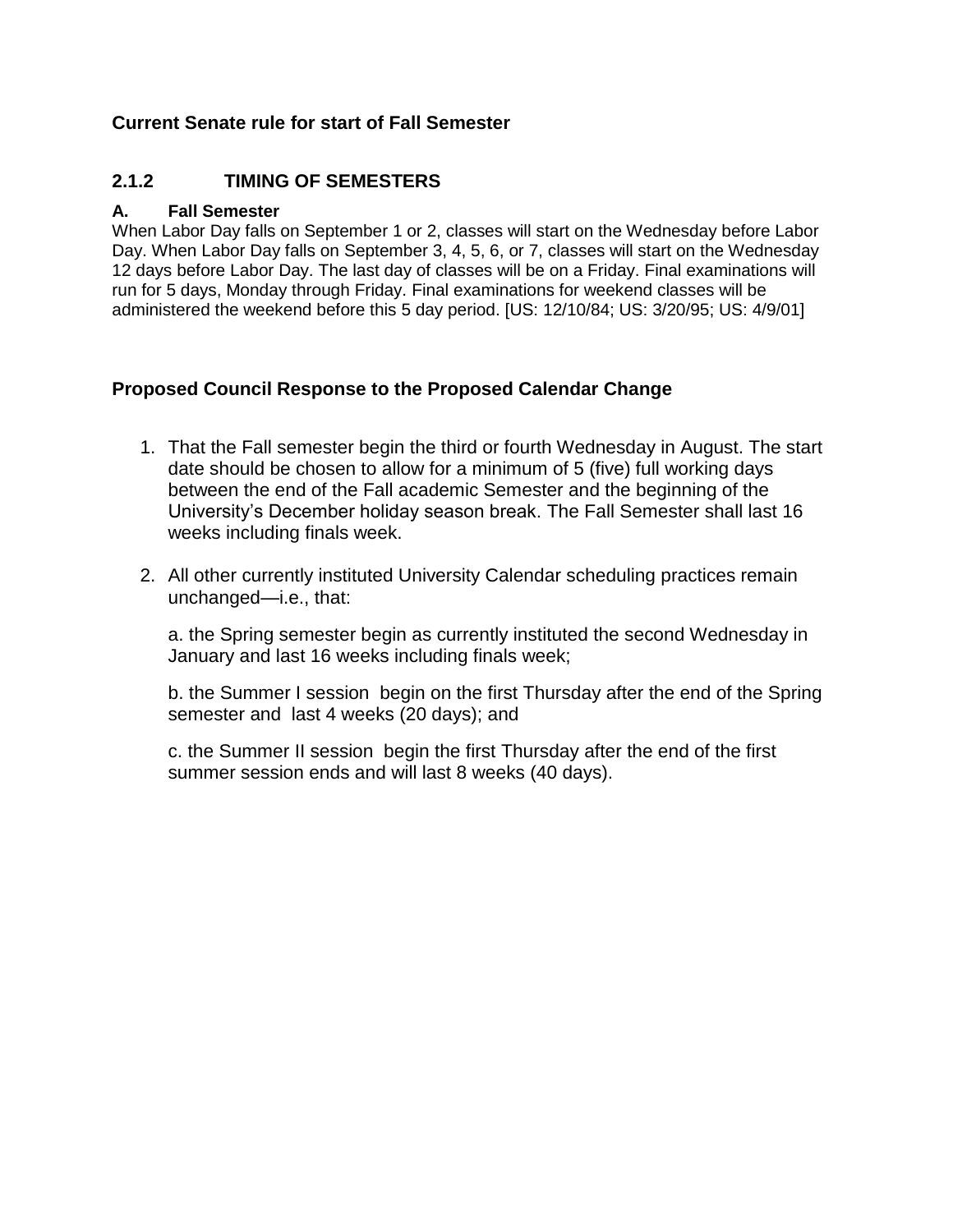**Current Senate rule for start of Fall Semester**

## 2.1.2 TIMING OF SEMESTERS

**A. Fall Semester**

When Labor Day falls on September 1 or 2, classes will start on the Wednesday before Labor Day. When Labor Day falls on September 3, 4, 5, 6, or 7, classes will start on the Wednesday 12 days before Labor Day. The last day of classes will be on a Friday. Final examinations will run for 5 days, Monday through Friday. Final examinations for weekend classes will be administered the weekend before this 5 day period. [US: 12/10/84; US: 3/20/95; US: 4/9/01]

**Proposed Council Response to the Proposed Calendar Change**

1. That the Fall semester begin the third or fourth Wednesday in August. The start date should be chosen to allow for a minimum of 5 (five) full working days between the end of the Fall academic Semester and the beginning of the University's December holiday season break. The Fall Semester shall last 16 weeks including finals week.

2. All other currently instituted University Calendar scheduling practices remain unchanged—i.e., that:

   a. the Spring semester begin as currently instituted the second Wednesday in January and last 16 weeks including finals week;

   b. the Summer I session begin on the first Thursday after the end of the Spring semester and last 4 weeks (20 days); and

   c. the Summer II session begin the first Thursday after the end of the first summer session ends and will last 8 weeks (40 days).